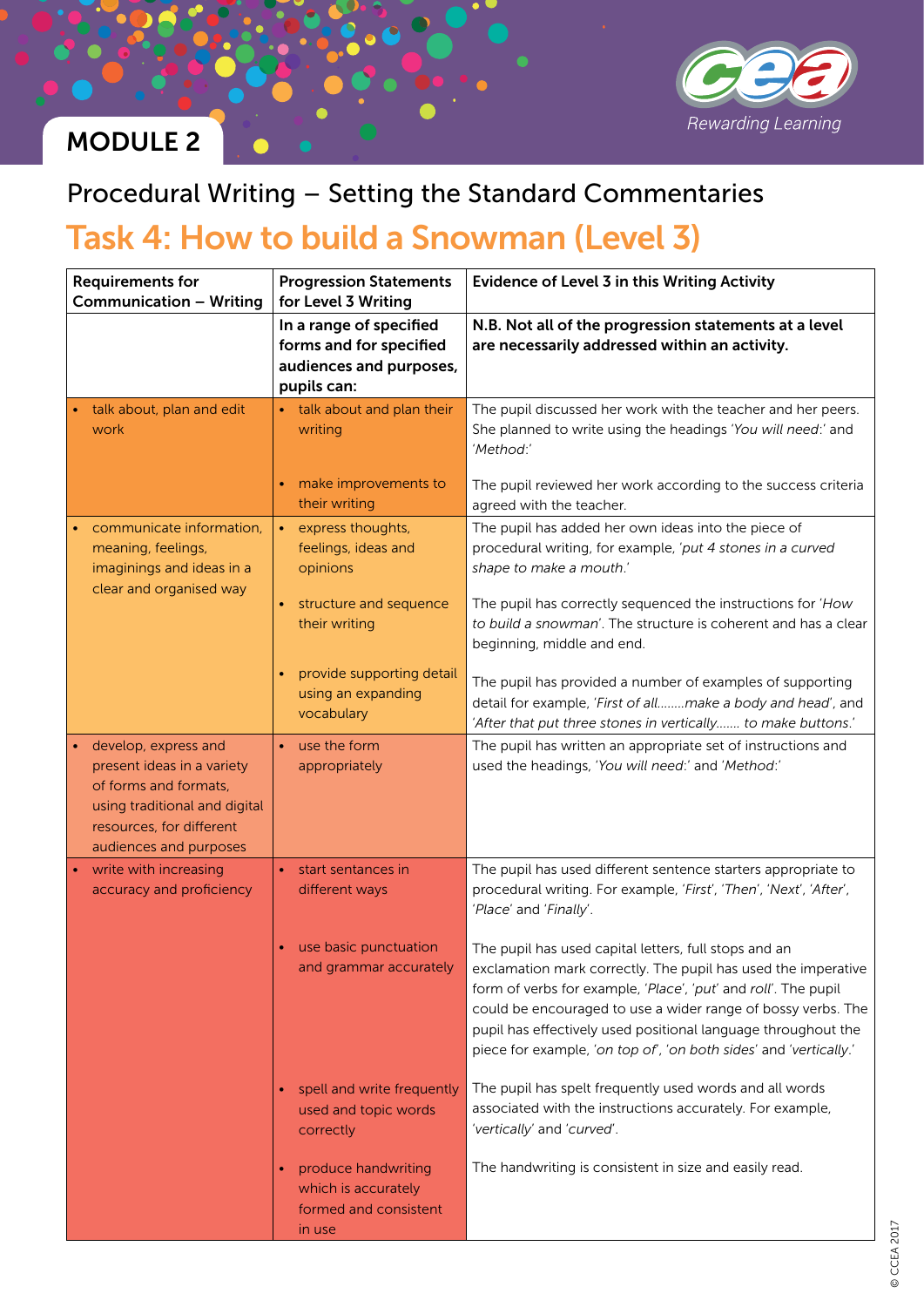MODULE 2

# Procedural Writing – Setting the Standard Commentaries

## Task 4: How to build a Snowman (Level 3)

| Requirements for Communication – Writing | Progression Statements for Level 3 Writing | Evidence of Level 3 in this Writing Activity |
|---|---|---|
| | **In a range of specified forms and for specified audiences and purposes, pupils can:** | **N.B. Not all of the progression statements at a level are necessarily addressed within an activity.** |
| • talk about, plan and edit work | • talk about and plan their writing | The pupil discussed her work with the teacher and her peers. She planned to write using the headings *'You will need:'* and *'Method:'* |
| | • make improvements to their writing | The pupil reviewed her work according to the success criteria agreed with the teacher. |
| • communicate information, meaning, feelings, imaginings and ideas in a clear and organised way | • express thoughts, feelings, ideas and opinions | The pupil has added her own ideas into the piece of procedural writing, for example, *'put 4 stones in a curved shape to make a mouth.'* |
| | • structure and sequence their writing | The pupil has correctly sequenced the instructions for *'How to build a snowman'*. The structure is coherent and has a clear beginning, middle and end. |
| | • provide supporting detail using an expanding vocabulary | The pupil has provided a number of examples of supporting detail for example, *'First of all........make a body and head'*, and *'After that put three stones in vertically....... to make buttons.'* |
| • develop, express and present ideas in a variety of forms and formats, using traditional and digital resources, for different audiences and purposes | • use the form appropriately | The pupil has written an appropriate set of instructions and used the headings, *'You will need:'* and *'Method:'* |
| • write with increasing accuracy and proficiency | • start sentences in different ways | The pupil has used different sentence starters appropriate to procedural writing. For example, *'First'*, *'Then'*, *'Next'*, *'After'*, *'Place'* and *'Finally'*. |
| | • use basic punctuation and grammar accurately | The pupil has used capital letters, full stops and an exclamation mark correctly. The pupil has used the imperative form of verbs for example, *'Place'*, *'put'* and *roll'*. The pupil could be encouraged to use a wider range of bossy verbs. The pupil has effectively used positional language throughout the piece for example, *'on top of'*, *'on both sides'* and *'vertically.'* |
| | • spell and write frequently used and topic words correctly | The pupil has spelt frequently used words and all words associated with the instructions accurately. For example, *'vertically'* and *'curved'*. |
| | • produce handwriting which is accurately formed and consistent in use | The handwriting is consistent in size and easily read. |

© CCEA 2017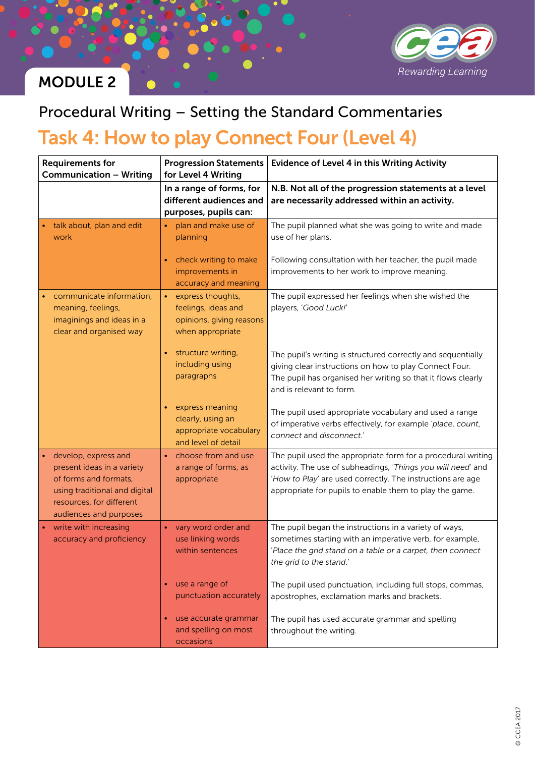## MODULE 2

## Procedural Writing – Setting the Standard Commentaries

# Task 4: How to play Connect Four (Level 4)

| Requirements for Communication – Writing | Progression Statements for Level 4 Writing | Evidence of Level 4 in this Writing Activity |
|---|---|---|
| | **In a range of forms, for different audiences and purposes, pupils can:** | **N.B. Not all of the progression statements at a level are necessarily addressed within an activity.** |
| • talk about, plan and edit work | • plan and make use of planning | The pupil planned what she was going to write and made use of her plans. |
| | • check writing to make improvements in accuracy and meaning | Following consultation with her teacher, the pupil made improvements to her work to improve meaning. |
| • communicate information, meaning, feelings, imaginings and ideas in a clear and organised way | • express thoughts, feelings, ideas and opinions, giving reasons when appropriate | The pupil expressed her feelings when she wished the players, *'Good Luck!'* |
| | • structure writing, including using paragraphs | The pupil's writing is structured correctly and sequentially giving clear instructions on how to play Connect Four. The pupil has organised her writing so that it flows clearly and is relevant to form. |
| | • express meaning clearly, using an appropriate vocabulary and level of detail | The pupil used appropriate vocabulary and used a range of imperative verbs effectively, for example *'place, count, connect* and *disconnect.'* |
| • develop, express and present ideas in a variety of forms and formats, using traditional and digital resources, for different audiences and purposes | • choose from and use a range of forms, as appropriate | The pupil used the appropriate form for a procedural writing activity. The use of subheadings, *'Things you will need'* and *'How to Play'* are used correctly. The instructions are age appropriate for pupils to enable them to play the game. |
| • write with increasing accuracy and proficiency | • vary word order and use linking words within sentences | The pupil began the instructions in a variety of ways, sometimes starting with an imperative verb, for example, *'Place the grid stand on a table or a carpet, then connect the grid to the stand.'* |
| | • use a range of punctuation accurately | The pupil used punctuation, including full stops, commas, apostrophes, exclamation marks and brackets. |
| | • use accurate grammar and spelling on most occasions | The pupil has used accurate grammar and spelling throughout the writing. |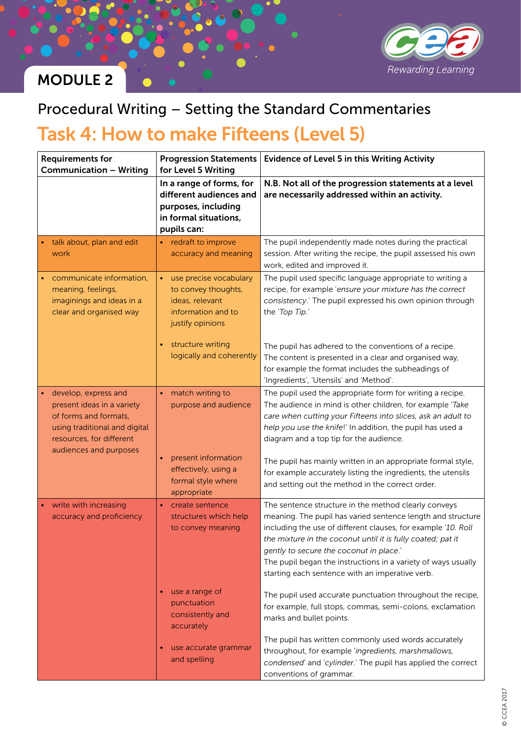MODULE 2

Procedural Writing – Setting the Standard Commentaries

# Task 4: How to make Fifteens (Level 5)

| Requirements for Communication – Writing | Progression Statements for Level 5 Writing | Evidence of Level 5 in this Writing Activity |
|---|---|---|
| | **In a range of forms, for different audiences and purposes, including in formal situations, pupils can:** | **N.B. Not all of the progression statements at a level are necessarily addressed within an activity.** |
| • talk about, plan and edit work | • redraft to improve accuracy and meaning | The pupil independently made notes during the practical session. After writing the recipe, the pupil assessed his own work, edited and improved it. |
| • communicate information, meaning, feelings, imaginings and ideas in a clear and organised way | • use precise vocabulary to convey thoughts, ideas, relevant information and to justify opinions | The pupil used specific language appropriate to writing a recipe, for example *'ensure your mixture has the correct consistency*.' The pupil expressed his own opinion through the '*Top Tip*.' |
| | • structure writing logically and coherently | The pupil has adhered to the conventions of a recipe. The content is presented in a clear and organised way, for example the format includes the subheadings of 'Ingredients', 'Utensils' and 'Method'. |
| • develop, express and present ideas in a variety of forms and formats, using traditional and digital resources, for different audiences and purposes | • match writing to purpose and audience | The pupil used the appropriate form for writing a recipe. The audience in mind is other children, for example '*Take care when cutting your Fifteens into slices, ask an adult to help you use the knife*!' In addition, the pupil has used a diagram and a top tip for the audience. |
| | • present information effectively, using a formal style where appropriate | The pupil has mainly written in an appropriate formal style, for example accurately listing the ingredients, the utensils and setting out the method in the correct order. |
| • write with increasing accuracy and proficiency | • create sentence structures which help to convey meaning | The sentence structure in the method clearly conveys meaning. The pupil has varied sentence length and structure including the use of different clauses, for example '*10. Roll the mixture in the coconut until it is fully coated; pat it gently to secure the coconut in place*.' The pupil began the instructions in a variety of ways usually starting each sentence with an imperative verb. |
| | • use a range of punctuation consistently and accurately | The pupil used accurate punctuation throughout the recipe, for example, full stops, commas, semi-colons, exclamation marks and bullet points. |
| | • use accurate grammar and spelling | The pupil has written commonly used words accurately throughout, for example '*ingredients, marshmallows, condensed*' and '*cylinder*.' The pupil has applied the correct conventions of grammar. |